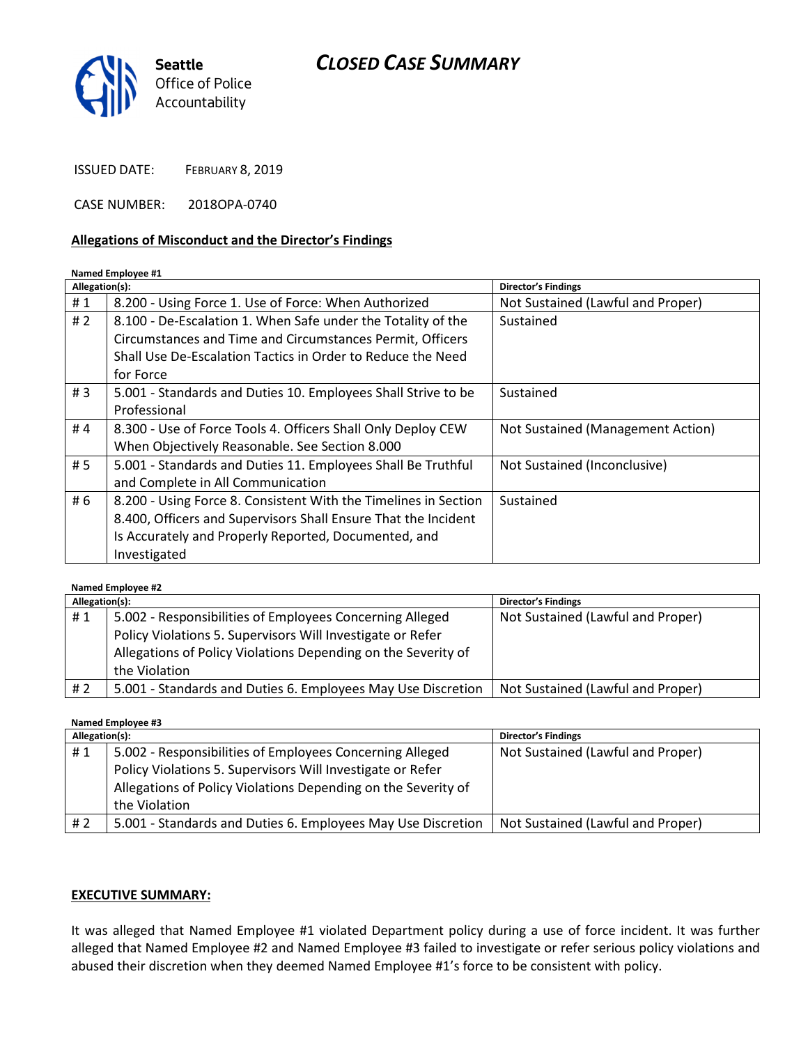# CLOSED CASE SUMMARY

Seattle Office of Police Accountability

ISSUED DATE: FEBRUARY 8, 2019

CASE NUMBER: 2018OPA-0740

## Allegations of Misconduct and the Director's Findings

**Named Employee #1**

| Allegation(s): | | Director's Findings |
|---|---|---|
| # 1 | 8.200 - Using Force 1. Use of Force: When Authorized | Not Sustained (Lawful and Proper) |
| # 2 | 8.100 - De-Escalation 1. When Safe under the Totality of the Circumstances and Time and Circumstances Permit, Officers Shall Use De-Escalation Tactics in Order to Reduce the Need for Force | Sustained |
| # 3 | 5.001 - Standards and Duties 10. Employees Shall Strive to be Professional | Sustained |
| # 4 | 8.300 - Use of Force Tools 4. Officers Shall Only Deploy CEW When Objectively Reasonable. See Section 8.000 | Not Sustained (Management Action) |
| # 5 | 5.001 - Standards and Duties 11. Employees Shall Be Truthful and Complete in All Communication | Not Sustained (Inconclusive) |
| # 6 | 8.200 - Using Force 8. Consistent With the Timelines in Section 8.400, Officers and Supervisors Shall Ensure That the Incident Is Accurately and Properly Reported, Documented, and Investigated | Sustained |

**Named Employee #2**

| Allegation(s): | | Director's Findings |
|---|---|---|
| # 1 | 5.002 - Responsibilities of Employees Concerning Alleged Policy Violations 5. Supervisors Will Investigate or Refer Allegations of Policy Violations Depending on the Severity of the Violation | Not Sustained (Lawful and Proper) |
| # 2 | 5.001 - Standards and Duties 6. Employees May Use Discretion | Not Sustained (Lawful and Proper) |

**Named Employee #3**

| Allegation(s): | | Director's Findings |
|---|---|---|
| # 1 | 5.002 - Responsibilities of Employees Concerning Alleged Policy Violations 5. Supervisors Will Investigate or Refer Allegations of Policy Violations Depending on the Severity of the Violation | Not Sustained (Lawful and Proper) |
| # 2 | 5.001 - Standards and Duties 6. Employees May Use Discretion | Not Sustained (Lawful and Proper) |

**EXECUTIVE SUMMARY:**

It was alleged that Named Employee #1 violated Department policy during a use of force incident. It was further alleged that Named Employee #2 and Named Employee #3 failed to investigate or refer serious policy violations and abused their discretion when they deemed Named Employee #1's force to be consistent with policy.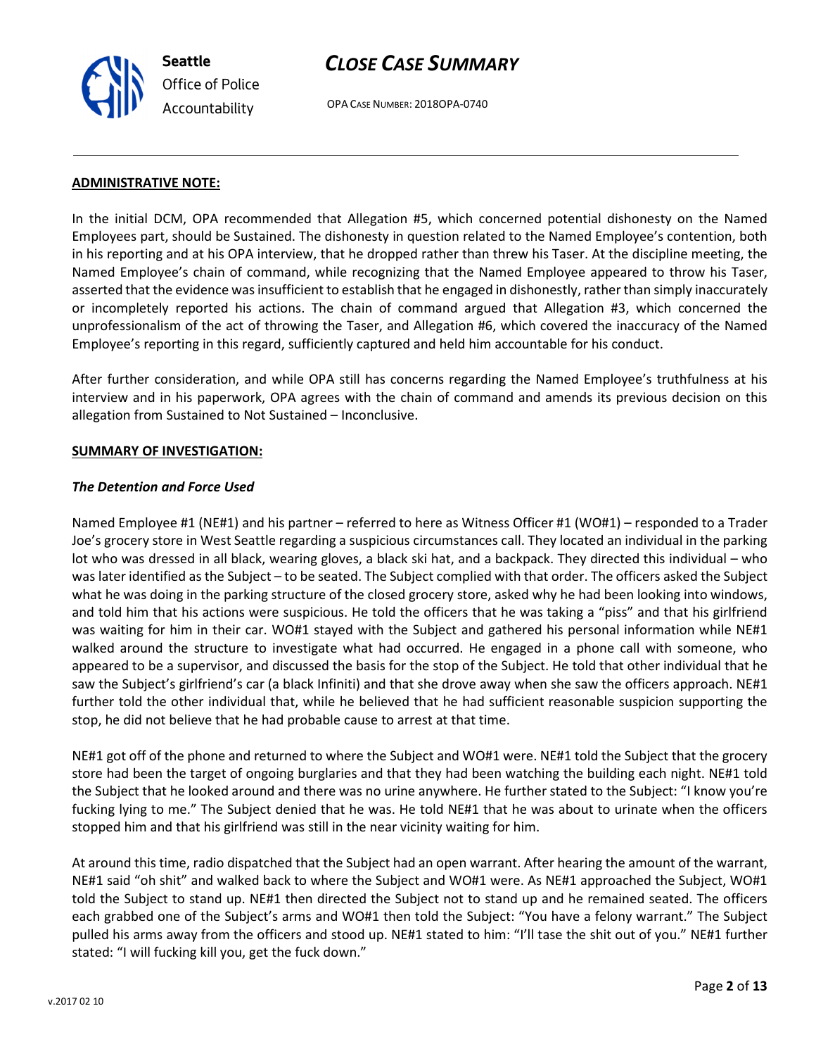**ADMINISTRATIVE NOTE:**

In the initial DCM, OPA recommended that Allegation #5, which concerned potential dishonesty on the Named Employees part, should be Sustained. The dishonesty in question related to the Named Employee's contention, both in his reporting and at his OPA interview, that he dropped rather than threw his Taser. At the discipline meeting, the Named Employee's chain of command, while recognizing that the Named Employee appeared to throw his Taser, asserted that the evidence was insufficient to establish that he engaged in dishonestly, rather than simply inaccurately or incompletely reported his actions. The chain of command argued that Allegation #3, which concerned the unprofessionalism of the act of throwing the Taser, and Allegation #6, which covered the inaccuracy of the Named Employee's reporting in this regard, sufficiently captured and held him accountable for his conduct.

After further consideration, and while OPA still has concerns regarding the Named Employee's truthfulness at his interview and in his paperwork, OPA agrees with the chain of command and amends its previous decision on this allegation from Sustained to Not Sustained – Inconclusive.

**SUMMARY OF INVESTIGATION:**

***The Detention and Force Used***

Named Employee #1 (NE#1) and his partner – referred to here as Witness Officer #1 (WO#1) – responded to a Trader Joe's grocery store in West Seattle regarding a suspicious circumstances call. They located an individual in the parking lot who was dressed in all black, wearing gloves, a black ski hat, and a backpack. They directed this individual – who was later identified as the Subject – to be seated. The Subject complied with that order. The officers asked the Subject what he was doing in the parking structure of the closed grocery store, asked why he had been looking into windows, and told him that his actions were suspicious. He told the officers that he was taking a "piss" and that his girlfriend was waiting for him in their car. WO#1 stayed with the Subject and gathered his personal information while NE#1 walked around the structure to investigate what had occurred. He engaged in a phone call with someone, who appeared to be a supervisor, and discussed the basis for the stop of the Subject. He told that other individual that he saw the Subject's girlfriend's car (a black Infiniti) and that she drove away when she saw the officers approach. NE#1 further told the other individual that, while he believed that he had sufficient reasonable suspicion supporting the stop, he did not believe that he had probable cause to arrest at that time.

NE#1 got off of the phone and returned to where the Subject and WO#1 were. NE#1 told the Subject that the grocery store had been the target of ongoing burglaries and that they had been watching the building each night. NE#1 told the Subject that he looked around and there was no urine anywhere. He further stated to the Subject: "I know you're fucking lying to me." The Subject denied that he was. He told NE#1 that he was about to urinate when the officers stopped him and that his girlfriend was still in the near vicinity waiting for him.

At around this time, radio dispatched that the Subject had an open warrant. After hearing the amount of the warrant, NE#1 said "oh shit" and walked back to where the Subject and WO#1 were. As NE#1 approached the Subject, WO#1 told the Subject to stand up. NE#1 then directed the Subject not to stand up and he remained seated. The officers each grabbed one of the Subject's arms and WO#1 then told the Subject: "You have a felony warrant." The Subject pulled his arms away from the officers and stood up. NE#1 stated to him: "I'll tase the shit out of you." NE#1 further stated: "I will fucking kill you, get the fuck down."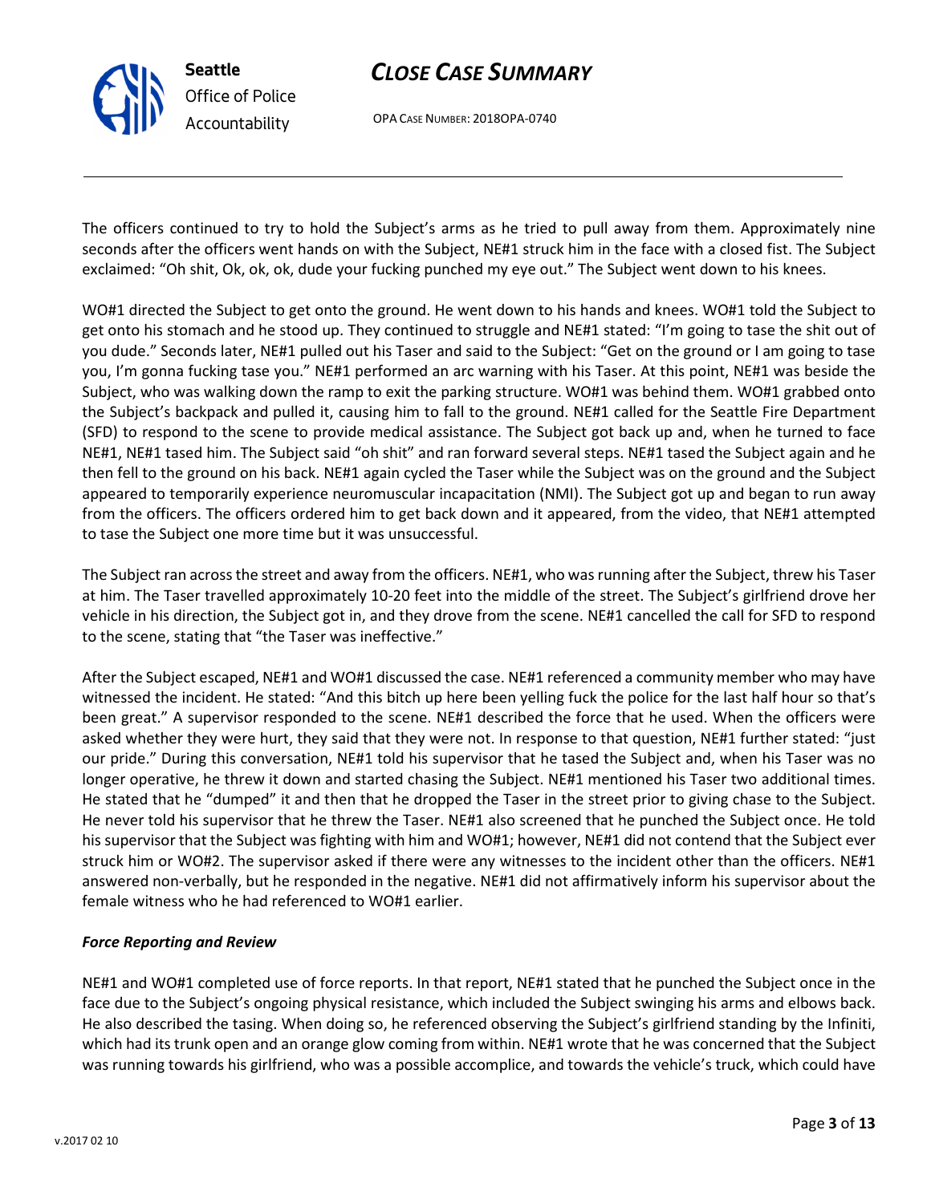The officers continued to try to hold the Subject's arms as he tried to pull away from them. Approximately nine seconds after the officers went hands on with the Subject, NE#1 struck him in the face with a closed fist. The Subject exclaimed: "Oh shit, Ok, ok, ok, dude your fucking punched my eye out." The Subject went down to his knees.

WO#1 directed the Subject to get onto the ground. He went down to his hands and knees. WO#1 told the Subject to get onto his stomach and he stood up. They continued to struggle and NE#1 stated: "I'm going to tase the shit out of you dude." Seconds later, NE#1 pulled out his Taser and said to the Subject: "Get on the ground or I am going to tase you, I'm gonna fucking tase you." NE#1 performed an arc warning with his Taser. At this point, NE#1 was beside the Subject, who was walking down the ramp to exit the parking structure. WO#1 was behind them. WO#1 grabbed onto the Subject's backpack and pulled it, causing him to fall to the ground. NE#1 called for the Seattle Fire Department (SFD) to respond to the scene to provide medical assistance. The Subject got back up and, when he turned to face NE#1, NE#1 tased him. The Subject said "oh shit" and ran forward several steps. NE#1 tased the Subject again and he then fell to the ground on his back. NE#1 again cycled the Taser while the Subject was on the ground and the Subject appeared to temporarily experience neuromuscular incapacitation (NMI). The Subject got up and began to run away from the officers. The officers ordered him to get back down and it appeared, from the video, that NE#1 attempted to tase the Subject one more time but it was unsuccessful.

The Subject ran across the street and away from the officers. NE#1, who was running after the Subject, threw his Taser at him. The Taser travelled approximately 10-20 feet into the middle of the street. The Subject's girlfriend drove her vehicle in his direction, the Subject got in, and they drove from the scene. NE#1 cancelled the call for SFD to respond to the scene, stating that "the Taser was ineffective."

After the Subject escaped, NE#1 and WO#1 discussed the case. NE#1 referenced a community member who may have witnessed the incident. He stated: "And this bitch up here been yelling fuck the police for the last half hour so that's been great." A supervisor responded to the scene. NE#1 described the force that he used. When the officers were asked whether they were hurt, they said that they were not. In response to that question, NE#1 further stated: "just our pride." During this conversation, NE#1 told his supervisor that he tased the Subject and, when his Taser was no longer operative, he threw it down and started chasing the Subject. NE#1 mentioned his Taser two additional times. He stated that he "dumped" it and then that he dropped the Taser in the street prior to giving chase to the Subject. He never told his supervisor that he threw the Taser. NE#1 also screened that he punched the Subject once. He told his supervisor that the Subject was fighting with him and WO#1; however, NE#1 did not contend that the Subject ever struck him or WO#2. The supervisor asked if there were any witnesses to the incident other than the officers. NE#1 answered non-verbally, but he responded in the negative. NE#1 did not affirmatively inform his supervisor about the female witness who he had referenced to WO#1 earlier.

### *Force Reporting and Review*

NE#1 and WO#1 completed use of force reports. In that report, NE#1 stated that he punched the Subject once in the face due to the Subject's ongoing physical resistance, which included the Subject swinging his arms and elbows back. He also described the tasing. When doing so, he referenced observing the Subject's girlfriend standing by the Infiniti, which had its trunk open and an orange glow coming from within. NE#1 wrote that he was concerned that the Subject was running towards his girlfriend, who was a possible accomplice, and towards the vehicle's truck, which could have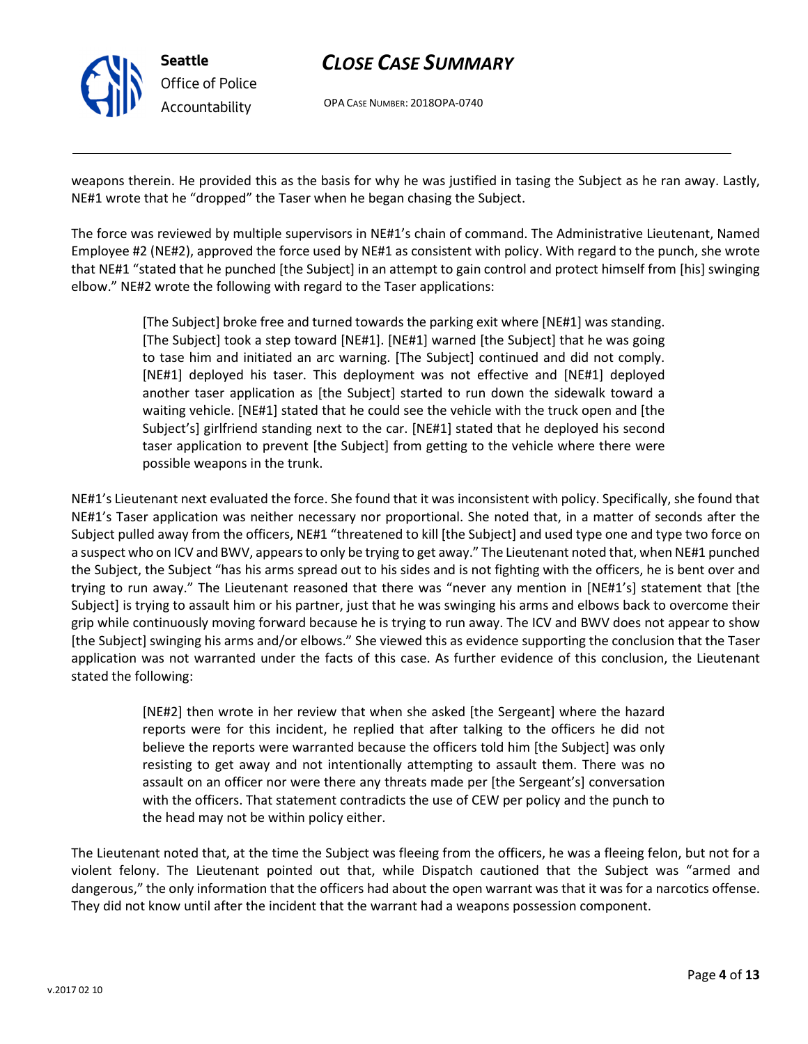weapons therein. He provided this as the basis for why he was justified in tasing the Subject as he ran away. Lastly, NE#1 wrote that he "dropped" the Taser when he began chasing the Subject.

The force was reviewed by multiple supervisors in NE#1's chain of command. The Administrative Lieutenant, Named Employee #2 (NE#2), approved the force used by NE#1 as consistent with policy. With regard to the punch, she wrote that NE#1 "stated that he punched [the Subject] in an attempt to gain control and protect himself from [his] swinging elbow." NE#2 wrote the following with regard to the Taser applications:

> [The Subject] broke free and turned towards the parking exit where [NE#1] was standing. [The Subject] took a step toward [NE#1]. [NE#1] warned [the Subject] that he was going to tase him and initiated an arc warning. [The Subject] continued and did not comply. [NE#1] deployed his taser. This deployment was not effective and [NE#1] deployed another taser application as [the Subject] started to run down the sidewalk toward a waiting vehicle. [NE#1] stated that he could see the vehicle with the truck open and [the Subject's] girlfriend standing next to the car. [NE#1] stated that he deployed his second taser application to prevent [the Subject] from getting to the vehicle where there were possible weapons in the trunk.

NE#1's Lieutenant next evaluated the force. She found that it was inconsistent with policy. Specifically, she found that NE#1's Taser application was neither necessary nor proportional. She noted that, in a matter of seconds after the Subject pulled away from the officers, NE#1 "threatened to kill [the Subject] and used type one and type two force on a suspect who on ICV and BWV, appears to only be trying to get away." The Lieutenant noted that, when NE#1 punched the Subject, the Subject "has his arms spread out to his sides and is not fighting with the officers, he is bent over and trying to run away." The Lieutenant reasoned that there was "never any mention in [NE#1's] statement that [the Subject] is trying to assault him or his partner, just that he was swinging his arms and elbows back to overcome their grip while continuously moving forward because he is trying to run away. The ICV and BWV does not appear to show [the Subject] swinging his arms and/or elbows." She viewed this as evidence supporting the conclusion that the Taser application was not warranted under the facts of this case. As further evidence of this conclusion, the Lieutenant stated the following:

> [NE#2] then wrote in her review that when she asked [the Sergeant] where the hazard reports were for this incident, he replied that after talking to the officers he did not believe the reports were warranted because the officers told him [the Subject] was only resisting to get away and not intentionally attempting to assault them. There was no assault on an officer nor were there any threats made per [the Sergeant's] conversation with the officers. That statement contradicts the use of CEW per policy and the punch to the head may not be within policy either.

The Lieutenant noted that, at the time the Subject was fleeing from the officers, he was a fleeing felon, but not for a violent felony. The Lieutenant pointed out that, while Dispatch cautioned that the Subject was "armed and dangerous," the only information that the officers had about the open warrant was that it was for a narcotics offense. They did not know until after the incident that the warrant had a weapons possession component.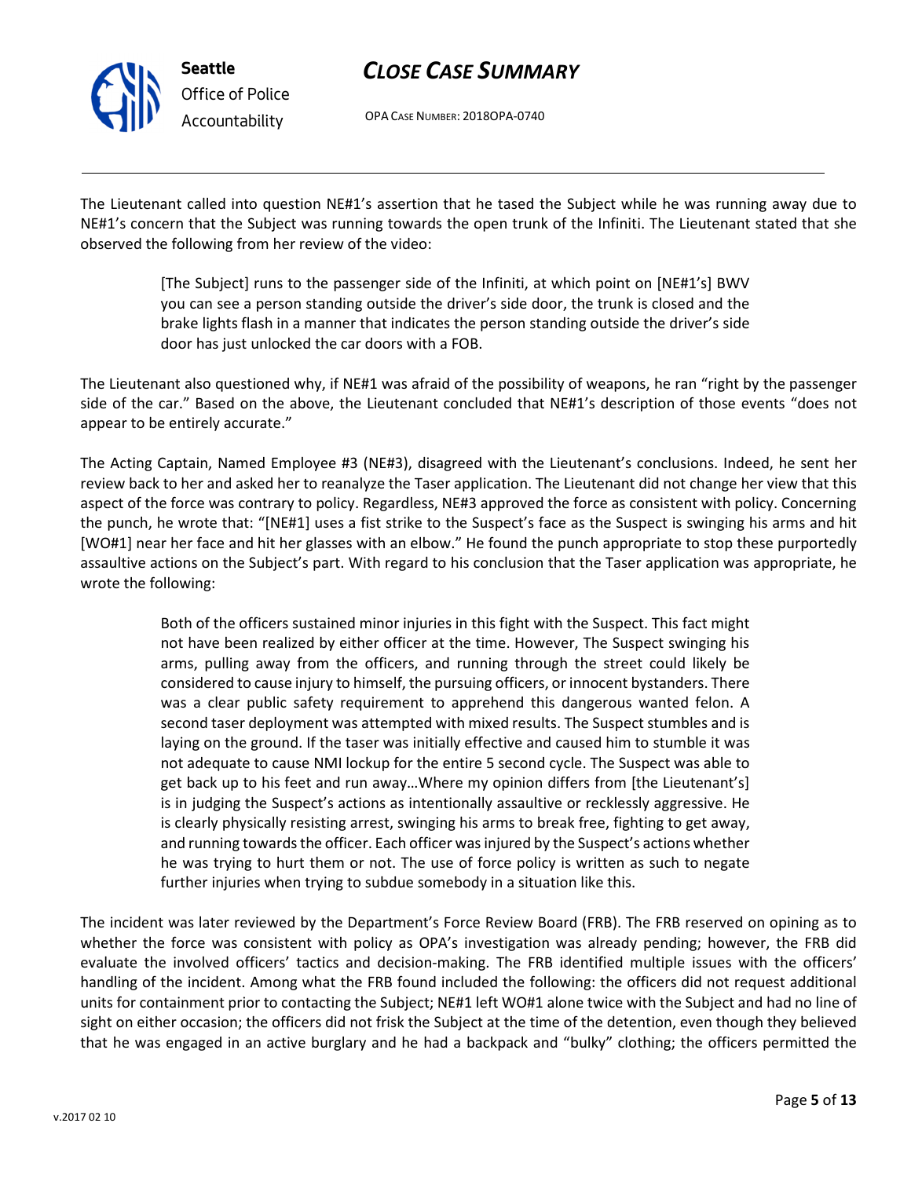The Lieutenant called into question NE#1's assertion that he tased the Subject while he was running away due to NE#1's concern that the Subject was running towards the open trunk of the Infiniti. The Lieutenant stated that she observed the following from her review of the video:

> [The Subject] runs to the passenger side of the Infiniti, at which point on [NE#1's] BWV you can see a person standing outside the driver's side door, the trunk is closed and the brake lights flash in a manner that indicates the person standing outside the driver's side door has just unlocked the car doors with a FOB.

The Lieutenant also questioned why, if NE#1 was afraid of the possibility of weapons, he ran "right by the passenger side of the car." Based on the above, the Lieutenant concluded that NE#1's description of those events "does not appear to be entirely accurate."

The Acting Captain, Named Employee #3 (NE#3), disagreed with the Lieutenant's conclusions. Indeed, he sent her review back to her and asked her to reanalyze the Taser application. The Lieutenant did not change her view that this aspect of the force was contrary to policy. Regardless, NE#3 approved the force as consistent with policy. Concerning the punch, he wrote that: "[NE#1] uses a fist strike to the Suspect's face as the Suspect is swinging his arms and hit [WO#1] near her face and hit her glasses with an elbow." He found the punch appropriate to stop these purportedly assaultive actions on the Subject's part. With regard to his conclusion that the Taser application was appropriate, he wrote the following:

> Both of the officers sustained minor injuries in this fight with the Suspect. This fact might not have been realized by either officer at the time. However, The Suspect swinging his arms, pulling away from the officers, and running through the street could likely be considered to cause injury to himself, the pursuing officers, or innocent bystanders. There was a clear public safety requirement to apprehend this dangerous wanted felon. A second taser deployment was attempted with mixed results. The Suspect stumbles and is laying on the ground. If the taser was initially effective and caused him to stumble it was not adequate to cause NMI lockup for the entire 5 second cycle. The Suspect was able to get back up to his feet and run away…Where my opinion differs from [the Lieutenant's] is in judging the Suspect's actions as intentionally assaultive or recklessly aggressive. He is clearly physically resisting arrest, swinging his arms to break free, fighting to get away, and running towards the officer. Each officer was injured by the Suspect's actions whether he was trying to hurt them or not. The use of force policy is written as such to negate further injuries when trying to subdue somebody in a situation like this.

The incident was later reviewed by the Department's Force Review Board (FRB). The FRB reserved on opining as to whether the force was consistent with policy as OPA's investigation was already pending; however, the FRB did evaluate the involved officers' tactics and decision-making. The FRB identified multiple issues with the officers' handling of the incident. Among what the FRB found included the following: the officers did not request additional units for containment prior to contacting the Subject; NE#1 left WO#1 alone twice with the Subject and had no line of sight on either occasion; the officers did not frisk the Subject at the time of the detention, even though they believed that he was engaged in an active burglary and he had a backpack and "bulky" clothing; the officers permitted the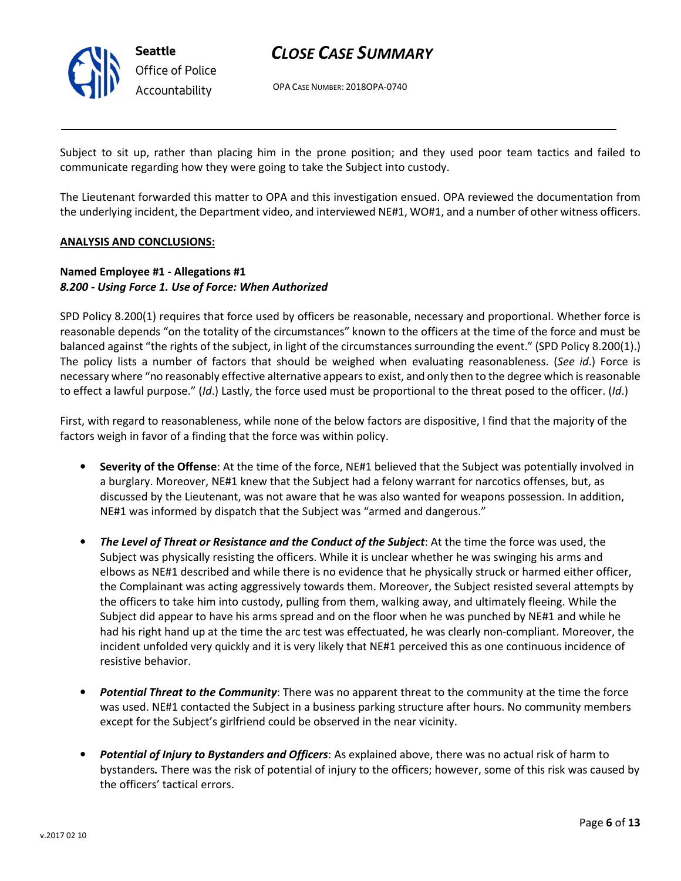Subject to sit up, rather than placing him in the prone position; and they used poor team tactics and failed to communicate regarding how they were going to take the Subject into custody.

The Lieutenant forwarded this matter to OPA and this investigation ensued. OPA reviewed the documentation from the underlying incident, the Department video, and interviewed NE#1, WO#1, and a number of other witness officers.

**ANALYSIS AND CONCLUSIONS:**

**Named Employee #1 - Allegations #1**
***8.200 - Using Force 1. Use of Force: When Authorized***

SPD Policy 8.200(1) requires that force used by officers be reasonable, necessary and proportional. Whether force is reasonable depends "on the totality of the circumstances" known to the officers at the time of the force and must be balanced against "the rights of the subject, in light of the circumstances surrounding the event." (SPD Policy 8.200(1).) The policy lists a number of factors that should be weighed when evaluating reasonableness. (*See id*.) Force is necessary where "no reasonably effective alternative appears to exist, and only then to the degree which is reasonable to effect a lawful purpose." (*Id*.) Lastly, the force used must be proportional to the threat posed to the officer. (*Id*.)

First, with regard to reasonableness, while none of the below factors are dispositive, I find that the majority of the factors weigh in favor of a finding that the force was within policy.

- **Severity of the Offense**: At the time of the force, NE#1 believed that the Subject was potentially involved in a burglary. Moreover, NE#1 knew that the Subject had a felony warrant for narcotics offenses, but, as discussed by the Lieutenant, was not aware that he was also wanted for weapons possession. In addition, NE#1 was informed by dispatch that the Subject was "armed and dangerous."

- ***The Level of Threat or Resistance and the Conduct of the Subject***: At the time the force was used, the Subject was physically resisting the officers. While it is unclear whether he was swinging his arms and elbows as NE#1 described and while there is no evidence that he physically struck or harmed either officer, the Complainant was acting aggressively towards them. Moreover, the Subject resisted several attempts by the officers to take him into custody, pulling from them, walking away, and ultimately fleeing. While the Subject did appear to have his arms spread and on the floor when he was punched by NE#1 and while he had his right hand up at the time the arc test was effectuated, he was clearly non-compliant. Moreover, the incident unfolded very quickly and it is very likely that NE#1 perceived this as one continuous incidence of resistive behavior.

- ***Potential Threat to the Community***: There was no apparent threat to the community at the time the force was used. NE#1 contacted the Subject in a business parking structure after hours. No community members except for the Subject's girlfriend could be observed in the near vicinity.

- ***Potential of Injury to Bystanders and Officers***: As explained above, there was no actual risk of harm to bystanders. There was the risk of potential of injury to the officers; however, some of this risk was caused by the officers' tactical errors.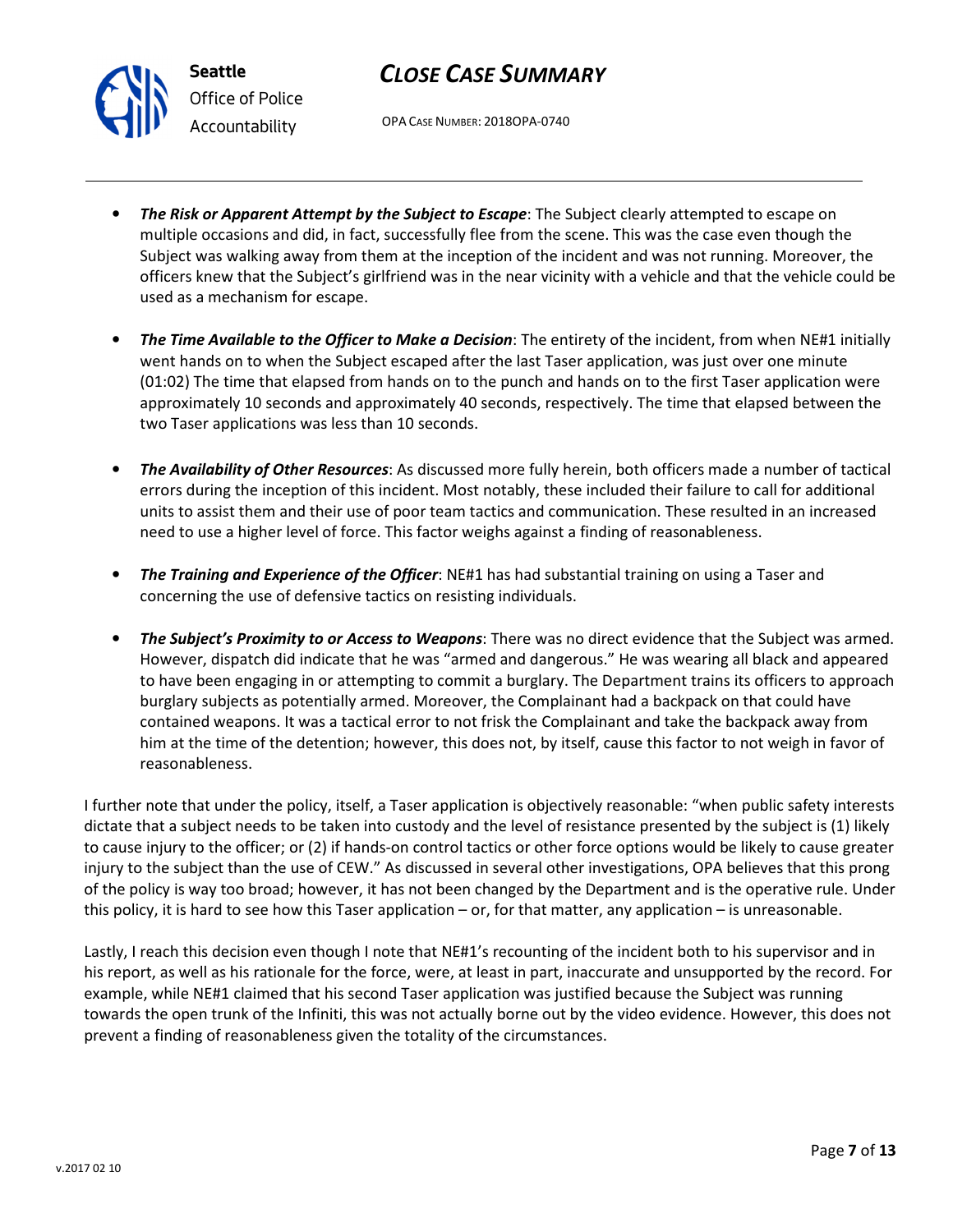- ***The Risk or Apparent Attempt by the Subject to Escape***: The Subject clearly attempted to escape on multiple occasions and did, in fact, successfully flee from the scene. This was the case even though the Subject was walking away from them at the inception of the incident and was not running. Moreover, the officers knew that the Subject's girlfriend was in the near vicinity with a vehicle and that the vehicle could be used as a mechanism for escape.

- ***The Time Available to the Officer to Make a Decision***: The entirety of the incident, from when NE#1 initially went hands on to when the Subject escaped after the last Taser application, was just over one minute (01:02) The time that elapsed from hands on to the punch and hands on to the first Taser application were approximately 10 seconds and approximately 40 seconds, respectively. The time that elapsed between the two Taser applications was less than 10 seconds.

- ***The Availability of Other Resources***: As discussed more fully herein, both officers made a number of tactical errors during the inception of this incident. Most notably, these included their failure to call for additional units to assist them and their use of poor team tactics and communication. These resulted in an increased need to use a higher level of force. This factor weighs against a finding of reasonableness.

- ***The Training and Experience of the Officer***: NE#1 has had substantial training on using a Taser and concerning the use of defensive tactics on resisting individuals.

- ***The Subject's Proximity to or Access to Weapons***: There was no direct evidence that the Subject was armed. However, dispatch did indicate that he was "armed and dangerous." He was wearing all black and appeared to have been engaging in or attempting to commit a burglary. The Department trains its officers to approach burglary subjects as potentially armed. Moreover, the Complainant had a backpack on that could have contained weapons. It was a tactical error to not frisk the Complainant and take the backpack away from him at the time of the detention; however, this does not, by itself, cause this factor to not weigh in favor of reasonableness.

I further note that under the policy, itself, a Taser application is objectively reasonable: "when public safety interests dictate that a subject needs to be taken into custody and the level of resistance presented by the subject is (1) likely to cause injury to the officer; or (2) if hands-on control tactics or other force options would be likely to cause greater injury to the subject than the use of CEW." As discussed in several other investigations, OPA believes that this prong of the policy is way too broad; however, it has not been changed by the Department and is the operative rule. Under this policy, it is hard to see how this Taser application – or, for that matter, any application – is unreasonable.

Lastly, I reach this decision even though I note that NE#1's recounting of the incident both to his supervisor and in his report, as well as his rationale for the force, were, at least in part, inaccurate and unsupported by the record. For example, while NE#1 claimed that his second Taser application was justified because the Subject was running towards the open trunk of the Infiniti, this was not actually borne out by the video evidence. However, this does not prevent a finding of reasonableness given the totality of the circumstances.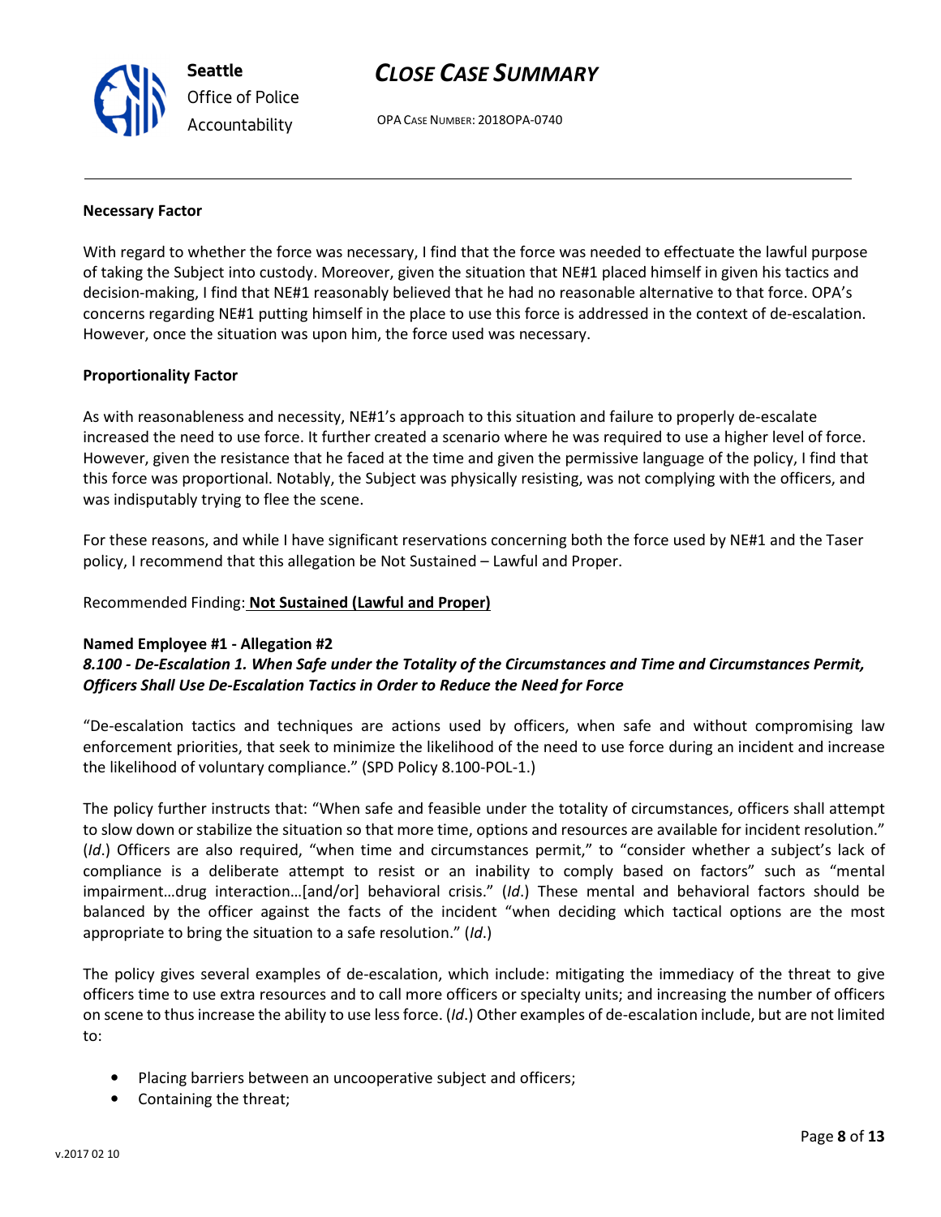**Necessary Factor**

With regard to whether the force was necessary, I find that the force was needed to effectuate the lawful purpose of taking the Subject into custody. Moreover, given the situation that NE#1 placed himself in given his tactics and decision-making, I find that NE#1 reasonably believed that he had no reasonable alternative to that force. OPA's concerns regarding NE#1 putting himself in the place to use this force is addressed in the context of de-escalation. However, once the situation was upon him, the force used was necessary.

**Proportionality Factor**

As with reasonableness and necessity, NE#1's approach to this situation and failure to properly de-escalate increased the need to use force. It further created a scenario where he was required to use a higher level of force. However, given the resistance that he faced at the time and given the permissive language of the policy, I find that this force was proportional. Notably, the Subject was physically resisting, was not complying with the officers, and was indisputably trying to flee the scene.

For these reasons, and while I have significant reservations concerning both the force used by NE#1 and the Taser policy, I recommend that this allegation be Not Sustained – Lawful and Proper.

Recommended Finding: **Not Sustained (Lawful and Proper)**

**Named Employee #1 - Allegation #2**
***8.100 - De-Escalation 1. When Safe under the Totality of the Circumstances and Time and Circumstances Permit, Officers Shall Use De-Escalation Tactics in Order to Reduce the Need for Force***

"De-escalation tactics and techniques are actions used by officers, when safe and without compromising law enforcement priorities, that seek to minimize the likelihood of the need to use force during an incident and increase the likelihood of voluntary compliance." (SPD Policy 8.100-POL-1.)

The policy further instructs that: "When safe and feasible under the totality of circumstances, officers shall attempt to slow down or stabilize the situation so that more time, options and resources are available for incident resolution." (*Id*.) Officers are also required, "when time and circumstances permit," to "consider whether a subject's lack of compliance is a deliberate attempt to resist or an inability to comply based on factors" such as "mental impairment…drug interaction…[and/or] behavioral crisis." (*Id*.) These mental and behavioral factors should be balanced by the officer against the facts of the incident "when deciding which tactical options are the most appropriate to bring the situation to a safe resolution." (*Id*.)

The policy gives several examples of de-escalation, which include: mitigating the immediacy of the threat to give officers time to use extra resources and to call more officers or specialty units; and increasing the number of officers on scene to thus increase the ability to use less force. (*Id*.) Other examples of de-escalation include, but are not limited to:

- Placing barriers between an uncooperative subject and officers;
- Containing the threat;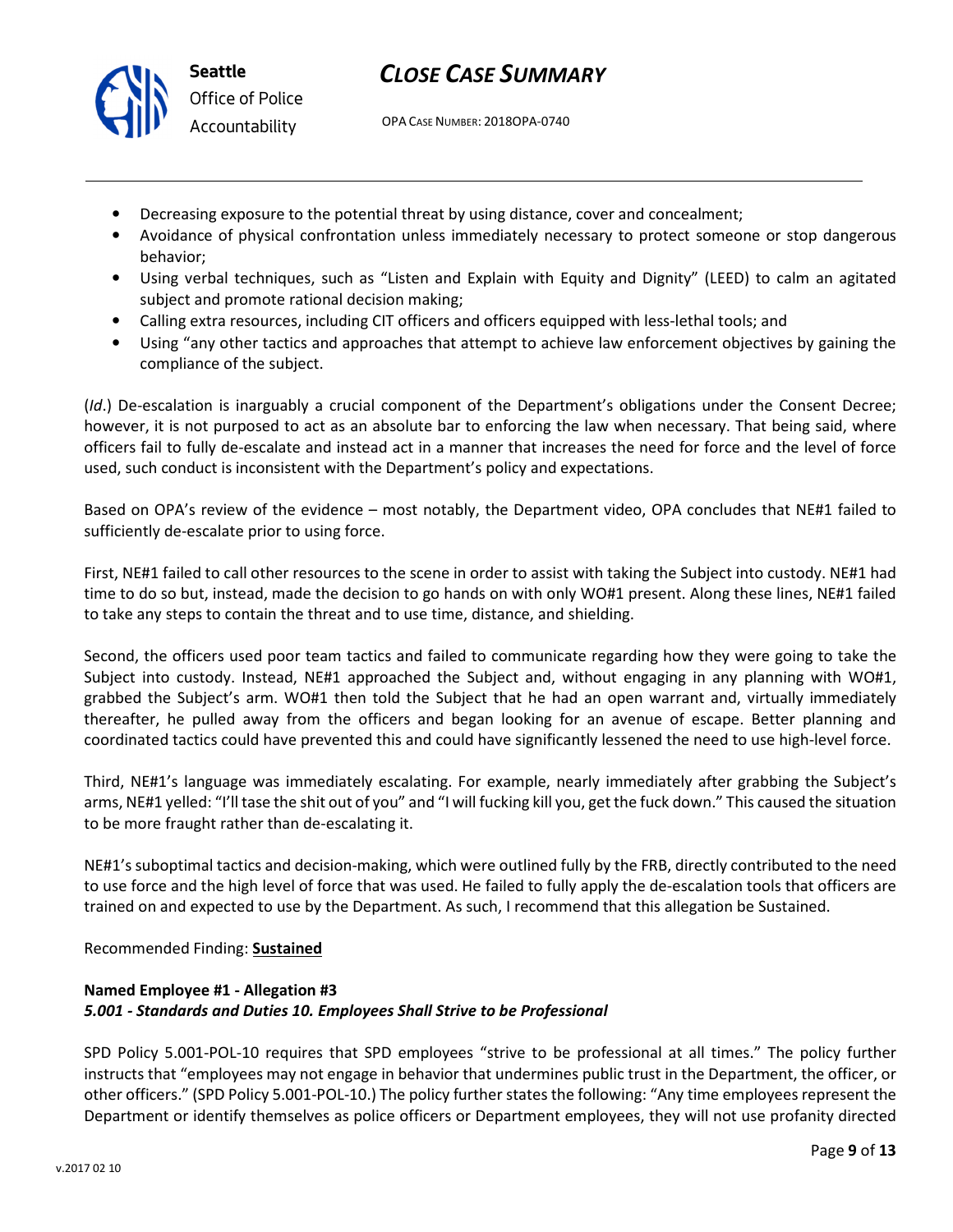- Decreasing exposure to the potential threat by using distance, cover and concealment;
- Avoidance of physical confrontation unless immediately necessary to protect someone or stop dangerous behavior;
- Using verbal techniques, such as "Listen and Explain with Equity and Dignity" (LEED) to calm an agitated subject and promote rational decision making;
- Calling extra resources, including CIT officers and officers equipped with less-lethal tools; and
- Using "any other tactics and approaches that attempt to achieve law enforcement objectives by gaining the compliance of the subject.

(*Id*.) De-escalation is inarguably a crucial component of the Department's obligations under the Consent Decree; however, it is not purposed to act as an absolute bar to enforcing the law when necessary. That being said, where officers fail to fully de-escalate and instead act in a manner that increases the need for force and the level of force used, such conduct is inconsistent with the Department's policy and expectations.

Based on OPA's review of the evidence – most notably, the Department video, OPA concludes that NE#1 failed to sufficiently de-escalate prior to using force.

First, NE#1 failed to call other resources to the scene in order to assist with taking the Subject into custody. NE#1 had time to do so but, instead, made the decision to go hands on with only WO#1 present. Along these lines, NE#1 failed to take any steps to contain the threat and to use time, distance, and shielding.

Second, the officers used poor team tactics and failed to communicate regarding how they were going to take the Subject into custody. Instead, NE#1 approached the Subject and, without engaging in any planning with WO#1, grabbed the Subject's arm. WO#1 then told the Subject that he had an open warrant and, virtually immediately thereafter, he pulled away from the officers and began looking for an avenue of escape. Better planning and coordinated tactics could have prevented this and could have significantly lessened the need to use high-level force.

Third, NE#1's language was immediately escalating. For example, nearly immediately after grabbing the Subject's arms, NE#1 yelled: "I'll tase the shit out of you" and "I will fucking kill you, get the fuck down." This caused the situation to be more fraught rather than de-escalating it.

NE#1's suboptimal tactics and decision-making, which were outlined fully by the FRB, directly contributed to the need to use force and the high level of force that was used. He failed to fully apply the de-escalation tools that officers are trained on and expected to use by the Department. As such, I recommend that this allegation be Sustained.

Recommended Finding: **Sustained**

**Named Employee #1 - Allegation #3**
***5.001 - Standards and Duties 10. Employees Shall Strive to be Professional***

SPD Policy 5.001-POL-10 requires that SPD employees "strive to be professional at all times." The policy further instructs that "employees may not engage in behavior that undermines public trust in the Department, the officer, or other officers." (SPD Policy 5.001-POL-10.) The policy further states the following: "Any time employees represent the Department or identify themselves as police officers or Department employees, they will not use profanity directed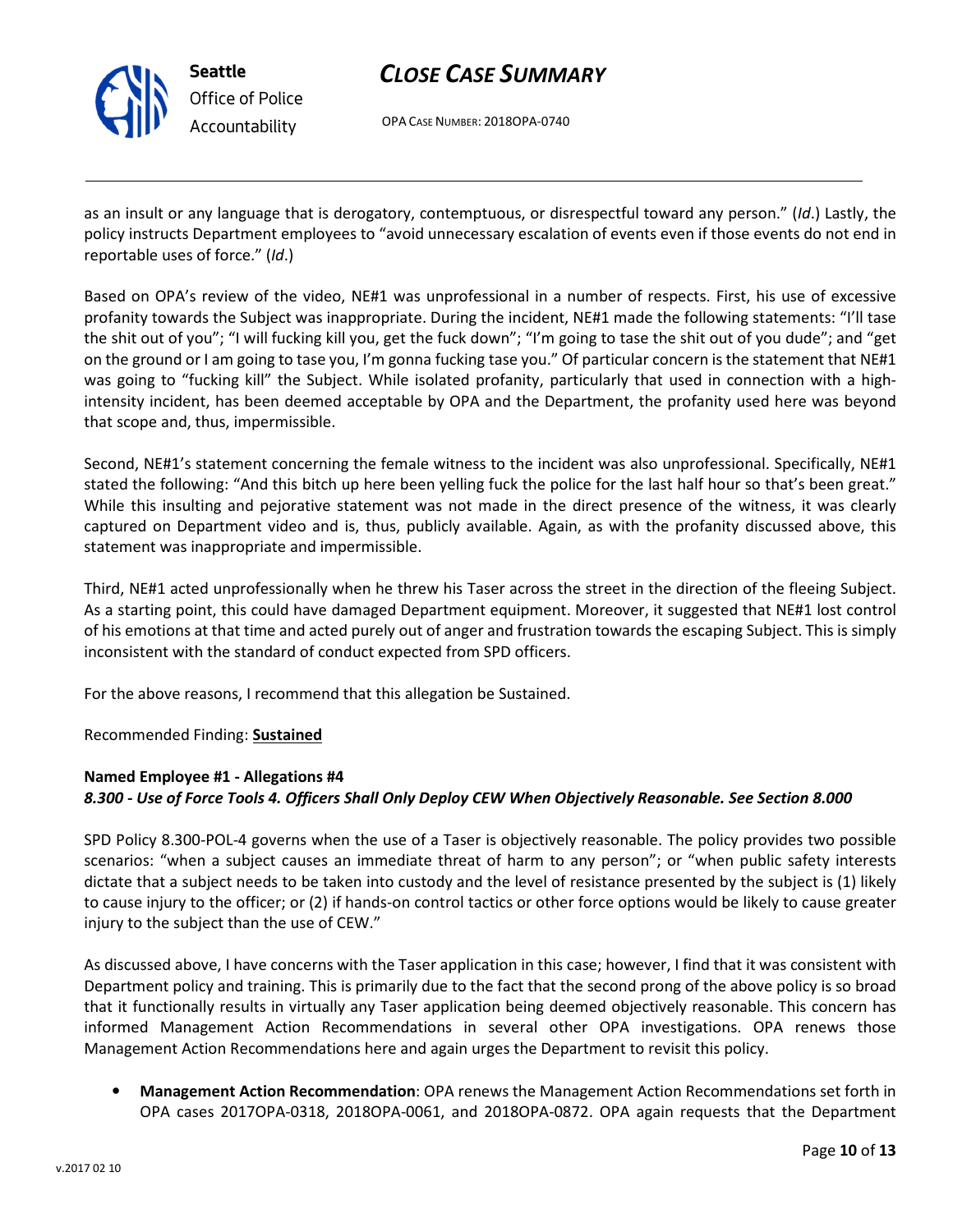as an insult or any language that is derogatory, contemptuous, or disrespectful toward any person." (*Id*.) Lastly, the policy instructs Department employees to "avoid unnecessary escalation of events even if those events do not end in reportable uses of force." (*Id*.)

Based on OPA's review of the video, NE#1 was unprofessional in a number of respects. First, his use of excessive profanity towards the Subject was inappropriate. During the incident, NE#1 made the following statements: "I'll tase the shit out of you"; "I will fucking kill you, get the fuck down"; "I'm going to tase the shit out of you dude"; and "get on the ground or I am going to tase you, I'm gonna fucking tase you." Of particular concern is the statement that NE#1 was going to "fucking kill" the Subject. While isolated profanity, particularly that used in connection with a high-intensity incident, has been deemed acceptable by OPA and the Department, the profanity used here was beyond that scope and, thus, impermissible.

Second, NE#1's statement concerning the female witness to the incident was also unprofessional. Specifically, NE#1 stated the following: "And this bitch up here been yelling fuck the police for the last half hour so that's been great." While this insulting and pejorative statement was not made in the direct presence of the witness, it was clearly captured on Department video and is, thus, publicly available. Again, as with the profanity discussed above, this statement was inappropriate and impermissible.

Third, NE#1 acted unprofessionally when he threw his Taser across the street in the direction of the fleeing Subject. As a starting point, this could have damaged Department equipment. Moreover, it suggested that NE#1 lost control of his emotions at that time and acted purely out of anger and frustration towards the escaping Subject. This is simply inconsistent with the standard of conduct expected from SPD officers.

For the above reasons, I recommend that this allegation be Sustained.

Recommended Finding: **Sustained**

**Named Employee #1 - Allegations #4**
***8.300 - Use of Force Tools 4. Officers Shall Only Deploy CEW When Objectively Reasonable. See Section 8.000***

SPD Policy 8.300-POL-4 governs when the use of a Taser is objectively reasonable. The policy provides two possible scenarios: "when a subject causes an immediate threat of harm to any person"; or "when public safety interests dictate that a subject needs to be taken into custody and the level of resistance presented by the subject is (1) likely to cause injury to the officer; or (2) if hands-on control tactics or other force options would be likely to cause greater injury to the subject than the use of CEW."

As discussed above, I have concerns with the Taser application in this case; however, I find that it was consistent with Department policy and training. This is primarily due to the fact that the second prong of the above policy is so broad that it functionally results in virtually any Taser application being deemed objectively reasonable. This concern has informed Management Action Recommendations in several other OPA investigations. OPA renews those Management Action Recommendations here and again urges the Department to revisit this policy.

- **Management Action Recommendation**: OPA renews the Management Action Recommendations set forth in OPA cases 2017OPA-0318, 2018OPA-0061, and 2018OPA-0872. OPA again requests that the Department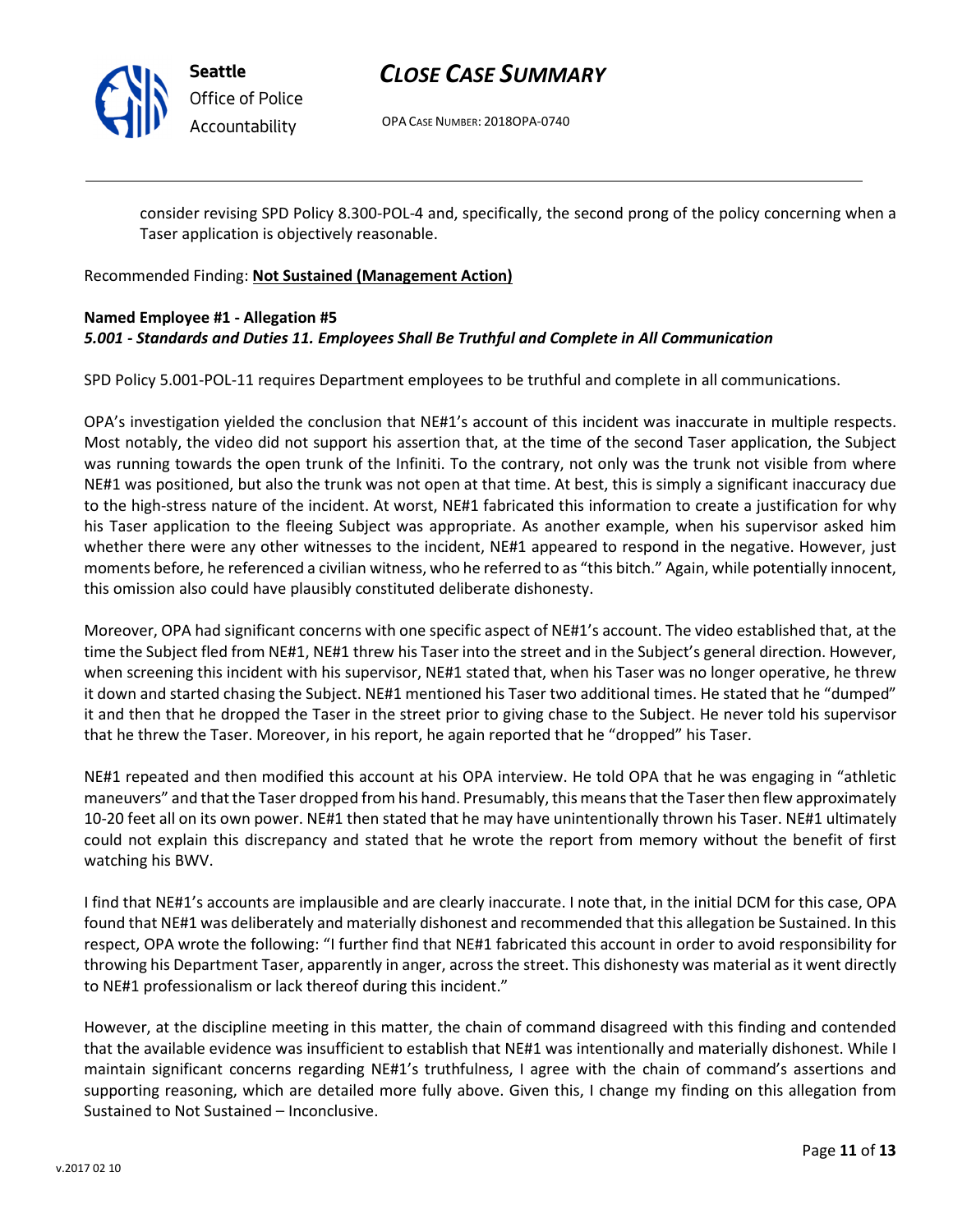consider revising SPD Policy 8.300-POL-4 and, specifically, the second prong of the policy concerning when a Taser application is objectively reasonable.

Recommended Finding: **Not Sustained (Management Action)**

**Named Employee #1 - Allegation #5**
***5.001 - Standards and Duties 11. Employees Shall Be Truthful and Complete in All Communication***

SPD Policy 5.001-POL-11 requires Department employees to be truthful and complete in all communications.

OPA's investigation yielded the conclusion that NE#1's account of this incident was inaccurate in multiple respects. Most notably, the video did not support his assertion that, at the time of the second Taser application, the Subject was running towards the open trunk of the Infiniti. To the contrary, not only was the trunk not visible from where NE#1 was positioned, but also the trunk was not open at that time. At best, this is simply a significant inaccuracy due to the high-stress nature of the incident. At worst, NE#1 fabricated this information to create a justification for why his Taser application to the fleeing Subject was appropriate. As another example, when his supervisor asked him whether there were any other witnesses to the incident, NE#1 appeared to respond in the negative. However, just moments before, he referenced a civilian witness, who he referred to as "this bitch." Again, while potentially innocent, this omission also could have plausibly constituted deliberate dishonesty.

Moreover, OPA had significant concerns with one specific aspect of NE#1's account. The video established that, at the time the Subject fled from NE#1, NE#1 threw his Taser into the street and in the Subject's general direction. However, when screening this incident with his supervisor, NE#1 stated that, when his Taser was no longer operative, he threw it down and started chasing the Subject. NE#1 mentioned his Taser two additional times. He stated that he "dumped" it and then that he dropped the Taser in the street prior to giving chase to the Subject. He never told his supervisor that he threw the Taser. Moreover, in his report, he again reported that he "dropped" his Taser.

NE#1 repeated and then modified this account at his OPA interview. He told OPA that he was engaging in "athletic maneuvers" and that the Taser dropped from his hand. Presumably, this means that the Taser then flew approximately 10-20 feet all on its own power. NE#1 then stated that he may have unintentionally thrown his Taser. NE#1 ultimately could not explain this discrepancy and stated that he wrote the report from memory without the benefit of first watching his BWV.

I find that NE#1's accounts are implausible and are clearly inaccurate. I note that, in the initial DCM for this case, OPA found that NE#1 was deliberately and materially dishonest and recommended that this allegation be Sustained. In this respect, OPA wrote the following: "I further find that NE#1 fabricated this account in order to avoid responsibility for throwing his Department Taser, apparently in anger, across the street. This dishonesty was material as it went directly to NE#1 professionalism or lack thereof during this incident."

However, at the discipline meeting in this matter, the chain of command disagreed with this finding and contended that the available evidence was insufficient to establish that NE#1 was intentionally and materially dishonest. While I maintain significant concerns regarding NE#1's truthfulness, I agree with the chain of command's assertions and supporting reasoning, which are detailed more fully above. Given this, I change my finding on this allegation from Sustained to Not Sustained – Inconclusive.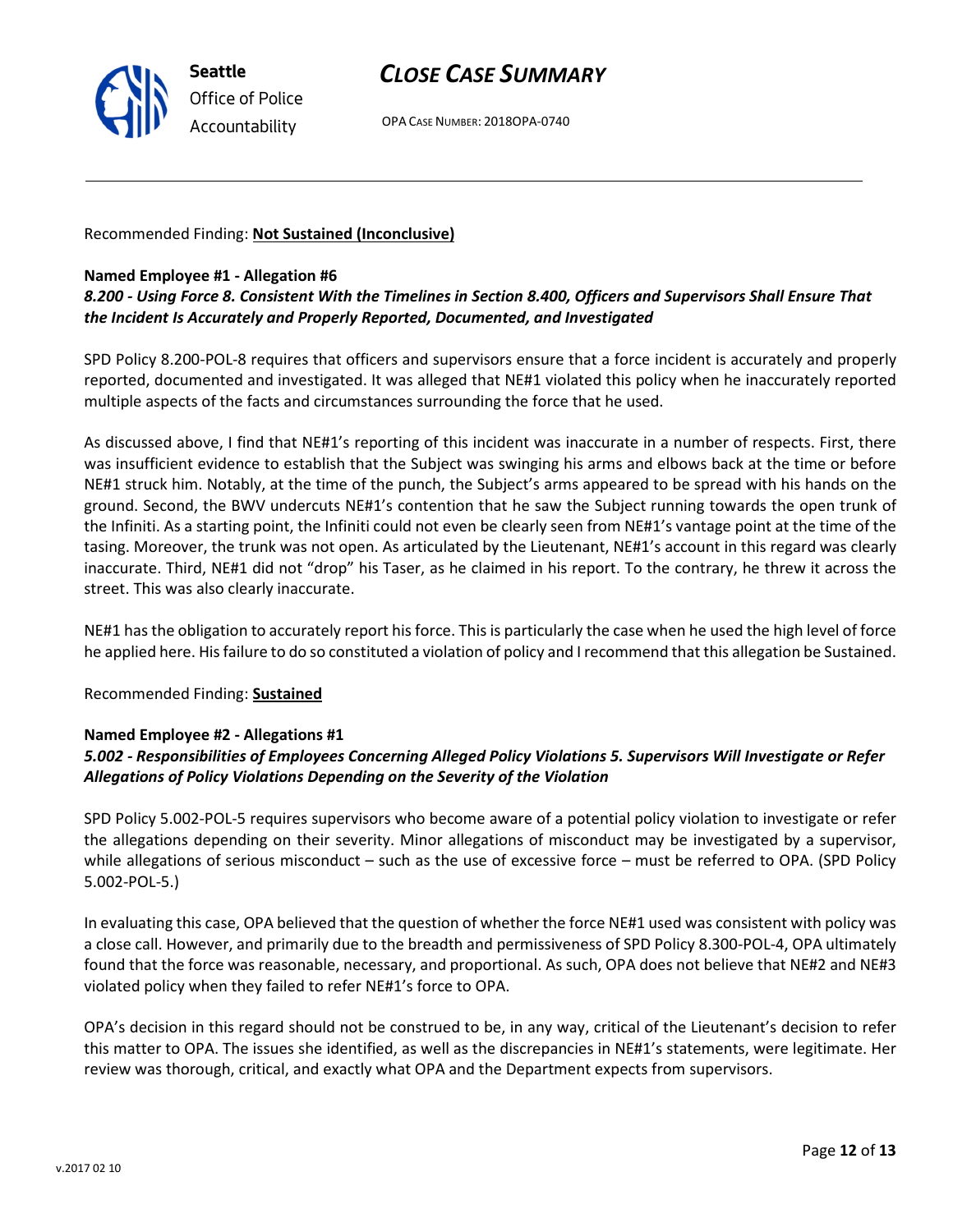Recommended Finding: **Not Sustained (Inconclusive)**

**Named Employee #1 - Allegation #6**
***8.200 - Using Force 8. Consistent With the Timelines in Section 8.400, Officers and Supervisors Shall Ensure That the Incident Is Accurately and Properly Reported, Documented, and Investigated***

SPD Policy 8.200-POL-8 requires that officers and supervisors ensure that a force incident is accurately and properly reported, documented and investigated. It was alleged that NE#1 violated this policy when he inaccurately reported multiple aspects of the facts and circumstances surrounding the force that he used.

As discussed above, I find that NE#1's reporting of this incident was inaccurate in a number of respects. First, there was insufficient evidence to establish that the Subject was swinging his arms and elbows back at the time or before NE#1 struck him. Notably, at the time of the punch, the Subject's arms appeared to be spread with his hands on the ground. Second, the BWV undercuts NE#1's contention that he saw the Subject running towards the open trunk of the Infiniti. As a starting point, the Infiniti could not even be clearly seen from NE#1's vantage point at the time of the tasing. Moreover, the trunk was not open. As articulated by the Lieutenant, NE#1's account in this regard was clearly inaccurate. Third, NE#1 did not "drop" his Taser, as he claimed in his report. To the contrary, he threw it across the street. This was also clearly inaccurate.

NE#1 has the obligation to accurately report his force. This is particularly the case when he used the high level of force he applied here. His failure to do so constituted a violation of policy and I recommend that this allegation be Sustained.

Recommended Finding: **Sustained**

**Named Employee #2 - Allegations #1**
***5.002 - Responsibilities of Employees Concerning Alleged Policy Violations 5. Supervisors Will Investigate or Refer Allegations of Policy Violations Depending on the Severity of the Violation***

SPD Policy 5.002-POL-5 requires supervisors who become aware of a potential policy violation to investigate or refer the allegations depending on their severity. Minor allegations of misconduct may be investigated by a supervisor, while allegations of serious misconduct – such as the use of excessive force – must be referred to OPA. (SPD Policy 5.002-POL-5.)

In evaluating this case, OPA believed that the question of whether the force NE#1 used was consistent with policy was a close call. However, and primarily due to the breadth and permissiveness of SPD Policy 8.300-POL-4, OPA ultimately found that the force was reasonable, necessary, and proportional. As such, OPA does not believe that NE#2 and NE#3 violated policy when they failed to refer NE#1's force to OPA.

OPA's decision in this regard should not be construed to be, in any way, critical of the Lieutenant's decision to refer this matter to OPA. The issues she identified, as well as the discrepancies in NE#1's statements, were legitimate. Her review was thorough, critical, and exactly what OPA and the Department expects from supervisors.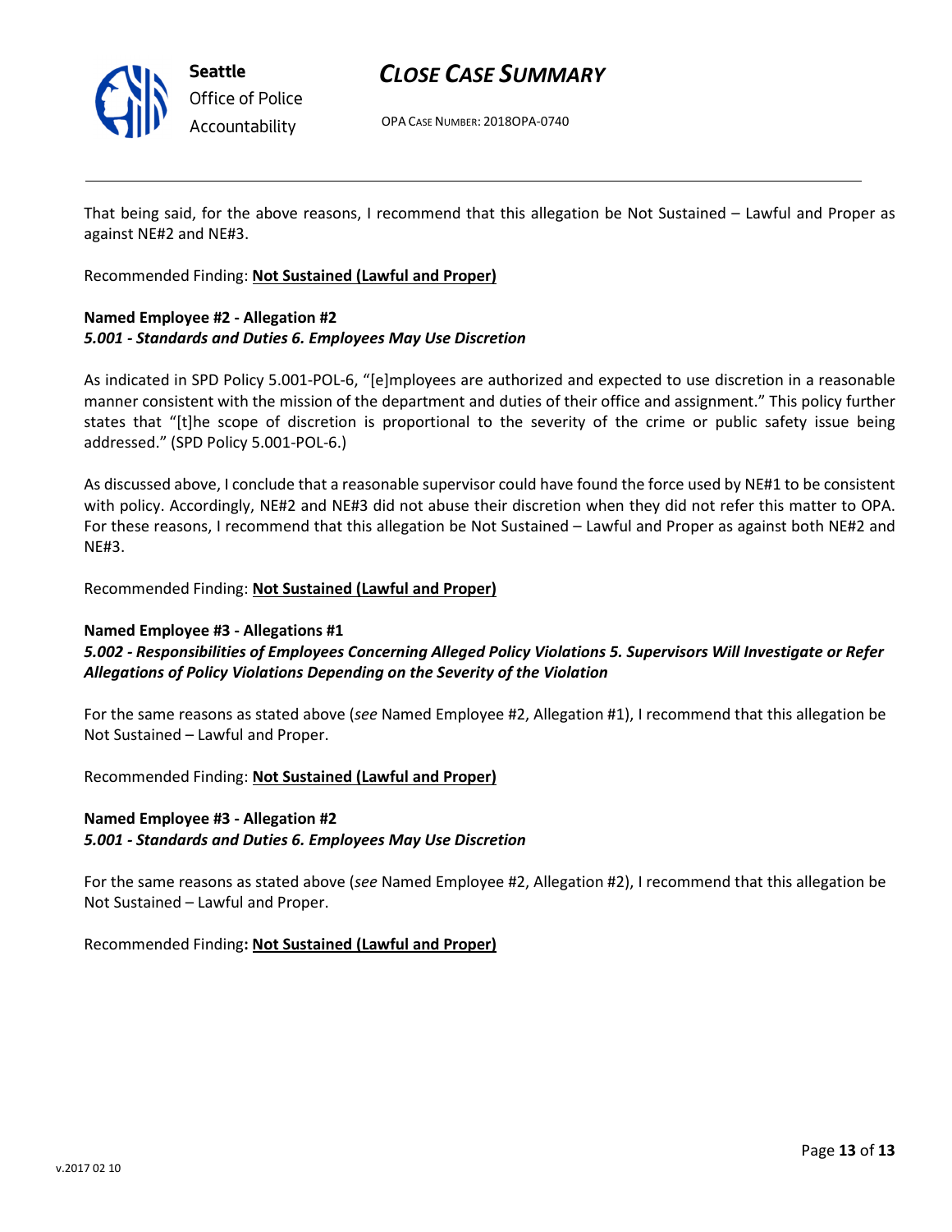That being said, for the above reasons, I recommend that this allegation be Not Sustained – Lawful and Proper as against NE#2 and NE#3.

Recommended Finding: **Not Sustained (Lawful and Proper)**

**Named Employee #2 - Allegation #2**
***5.001 - Standards and Duties 6. Employees May Use Discretion***

As indicated in SPD Policy 5.001-POL-6, "[e]mployees are authorized and expected to use discretion in a reasonable manner consistent with the mission of the department and duties of their office and assignment." This policy further states that "[t]he scope of discretion is proportional to the severity of the crime or public safety issue being addressed." (SPD Policy 5.001-POL-6.)

As discussed above, I conclude that a reasonable supervisor could have found the force used by NE#1 to be consistent with policy. Accordingly, NE#2 and NE#3 did not abuse their discretion when they did not refer this matter to OPA. For these reasons, I recommend that this allegation be Not Sustained – Lawful and Proper as against both NE#2 and NE#3.

Recommended Finding: **Not Sustained (Lawful and Proper)**

**Named Employee #3 - Allegations #1**
***5.002 - Responsibilities of Employees Concerning Alleged Policy Violations 5. Supervisors Will Investigate or Refer Allegations of Policy Violations Depending on the Severity of the Violation***

For the same reasons as stated above (*see* Named Employee #2, Allegation #1), I recommend that this allegation be Not Sustained – Lawful and Proper.

Recommended Finding: **Not Sustained (Lawful and Proper)**

**Named Employee #3 - Allegation #2**
***5.001 - Standards and Duties 6. Employees May Use Discretion***

For the same reasons as stated above (*see* Named Employee #2, Allegation #2), I recommend that this allegation be Not Sustained – Lawful and Proper.

Recommended Finding**: Not Sustained (Lawful and Proper)**